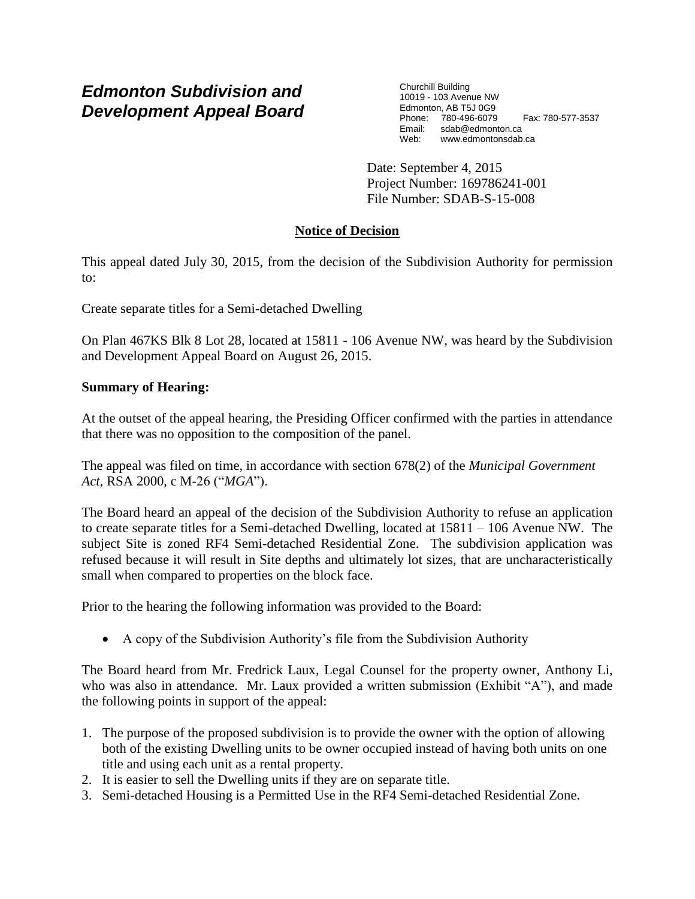# *Edmonton Subdivision and Development Appeal Board*

Churchill Building
10019 - 103 Avenue NW
Edmonton, AB T5J 0G9
Phone: 780-496-6079 Fax: 780-577-3537
Email: sdab@edmonton.ca
Web: www.edmontonsdab.ca

Date: September 4, 2015
Project Number: 169786241-001
File Number: SDAB-S-15-008

## Notice of Decision

This appeal dated July 30, 2015, from the decision of the Subdivision Authority for permission to:

Create separate titles for a Semi-detached Dwelling

On Plan 467KS Blk 8 Lot 28, located at 15811 - 106 Avenue NW, was heard by the Subdivision and Development Appeal Board on August 26, 2015.

**Summary of Hearing:**

At the outset of the appeal hearing, the Presiding Officer confirmed with the parties in attendance that there was no opposition to the composition of the panel.

The appeal was filed on time, in accordance with section 678(2) of the *Municipal Government Act*, RSA 2000, c M-26 ("*MGA*").

The Board heard an appeal of the decision of the Subdivision Authority to refuse an application to create separate titles for a Semi-detached Dwelling, located at 15811 – 106 Avenue NW. The subject Site is zoned RF4 Semi-detached Residential Zone. The subdivision application was refused because it will result in Site depths and ultimately lot sizes, that are uncharacteristically small when compared to properties on the block face.

Prior to the hearing the following information was provided to the Board:

- A copy of the Subdivision Authority's file from the Subdivision Authority

The Board heard from Mr. Fredrick Laux, Legal Counsel for the property owner, Anthony Li, who was also in attendance. Mr. Laux provided a written submission (Exhibit "A"), and made the following points in support of the appeal:

1. The purpose of the proposed subdivision is to provide the owner with the option of allowing both of the existing Dwelling units to be owner occupied instead of having both units on one title and using each unit as a rental property.
2. It is easier to sell the Dwelling units if they are on separate title.
3. Semi-detached Housing is a Permitted Use in the RF4 Semi-detached Residential Zone.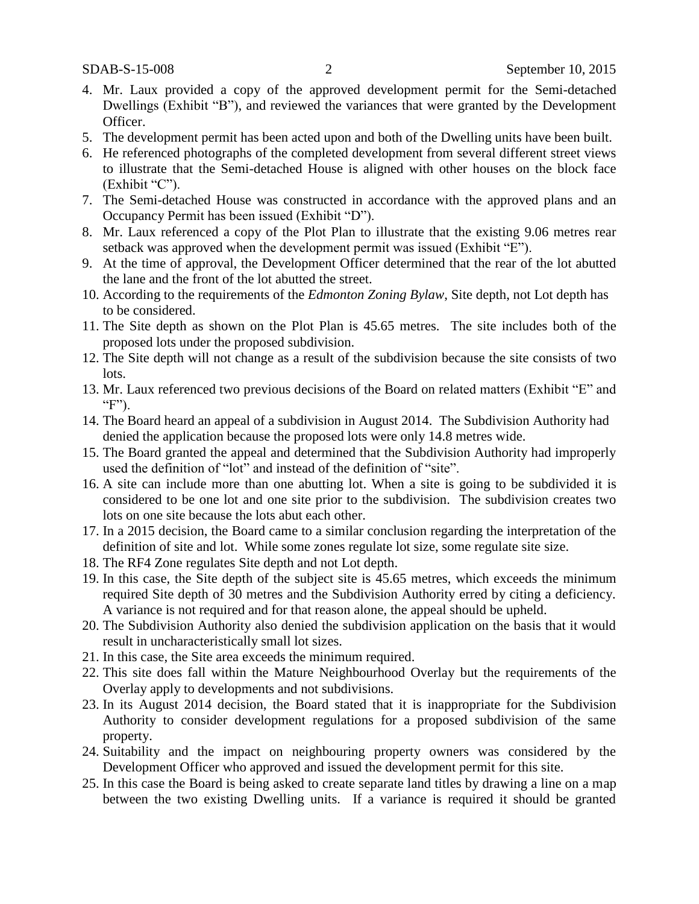4. Mr. Laux provided a copy of the approved development permit for the Semi-detached Dwellings (Exhibit "B"), and reviewed the variances that were granted by the Development Officer.
5. The development permit has been acted upon and both of the Dwelling units have been built.
6. He referenced photographs of the completed development from several different street views to illustrate that the Semi-detached House is aligned with other houses on the block face (Exhibit "C").
7. The Semi-detached House was constructed in accordance with the approved plans and an Occupancy Permit has been issued (Exhibit "D").
8. Mr. Laux referenced a copy of the Plot Plan to illustrate that the existing 9.06 metres rear setback was approved when the development permit was issued (Exhibit "E").
9. At the time of approval, the Development Officer determined that the rear of the lot abutted the lane and the front of the lot abutted the street.
10. According to the requirements of the *Edmonton Zoning Bylaw*, Site depth, not Lot depth has to be considered.
11. The Site depth as shown on the Plot Plan is 45.65 metres. The site includes both of the proposed lots under the proposed subdivision.
12. The Site depth will not change as a result of the subdivision because the site consists of two lots.
13. Mr. Laux referenced two previous decisions of the Board on related matters (Exhibit "E" and "F").
14. The Board heard an appeal of a subdivision in August 2014. The Subdivision Authority had denied the application because the proposed lots were only 14.8 metres wide.
15. The Board granted the appeal and determined that the Subdivision Authority had improperly used the definition of "lot" and instead of the definition of "site".
16. A site can include more than one abutting lot. When a site is going to be subdivided it is considered to be one lot and one site prior to the subdivision. The subdivision creates two lots on one site because the lots abut each other.
17. In a 2015 decision, the Board came to a similar conclusion regarding the interpretation of the definition of site and lot. While some zones regulate lot size, some regulate site size.
18. The RF4 Zone regulates Site depth and not Lot depth.
19. In this case, the Site depth of the subject site is 45.65 metres, which exceeds the minimum required Site depth of 30 metres and the Subdivision Authority erred by citing a deficiency. A variance is not required and for that reason alone, the appeal should be upheld.
20. The Subdivision Authority also denied the subdivision application on the basis that it would result in uncharacteristically small lot sizes.
21. In this case, the Site area exceeds the minimum required.
22. This site does fall within the Mature Neighbourhood Overlay but the requirements of the Overlay apply to developments and not subdivisions.
23. In its August 2014 decision, the Board stated that it is inappropriate for the Subdivision Authority to consider development regulations for a proposed subdivision of the same property.
24. Suitability and the impact on neighbouring property owners was considered by the Development Officer who approved and issued the development permit for this site.
25. In this case the Board is being asked to create separate land titles by drawing a line on a map between the two existing Dwelling units. If a variance is required it should be granted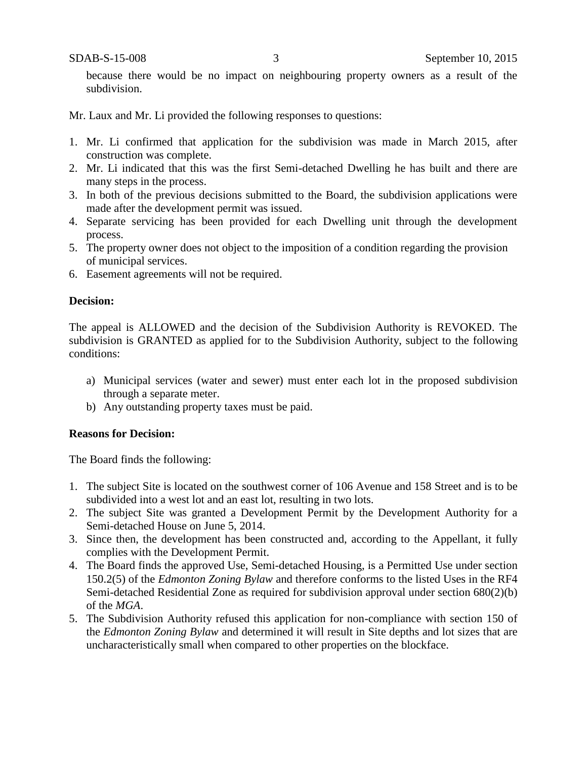because there would be no impact on neighbouring property owners as a result of the subdivision.

Mr. Laux and Mr. Li provided the following responses to questions:

1. Mr. Li confirmed that application for the subdivision was made in March 2015, after construction was complete.
2. Mr. Li indicated that this was the first Semi-detached Dwelling he has built and there are many steps in the process.
3. In both of the previous decisions submitted to the Board, the subdivision applications were made after the development permit was issued.
4. Separate servicing has been provided for each Dwelling unit through the development process.
5. The property owner does not object to the imposition of a condition regarding the provision of municipal services.
6. Easement agreements will not be required.

**Decision:**

The appeal is ALLOWED and the decision of the Subdivision Authority is REVOKED. The subdivision is GRANTED as applied for to the Subdivision Authority, subject to the following conditions:

a) Municipal services (water and sewer) must enter each lot in the proposed subdivision through a separate meter.
b) Any outstanding property taxes must be paid.

**Reasons for Decision:**

The Board finds the following:

1. The subject Site is located on the southwest corner of 106 Avenue and 158 Street and is to be subdivided into a west lot and an east lot, resulting in two lots.
2. The subject Site was granted a Development Permit by the Development Authority for a Semi-detached House on June 5, 2014.
3. Since then, the development has been constructed and, according to the Appellant, it fully complies with the Development Permit.
4. The Board finds the approved Use, Semi-detached Housing, is a Permitted Use under section 150.2(5) of the *Edmonton Zoning Bylaw* and therefore conforms to the listed Uses in the RF4 Semi-detached Residential Zone as required for subdivision approval under section 680(2)(b) of the *MGA*.
5. The Subdivision Authority refused this application for non-compliance with section 150 of the *Edmonton Zoning Bylaw* and determined it will result in Site depths and lot sizes that are uncharacteristically small when compared to other properties on the blockface.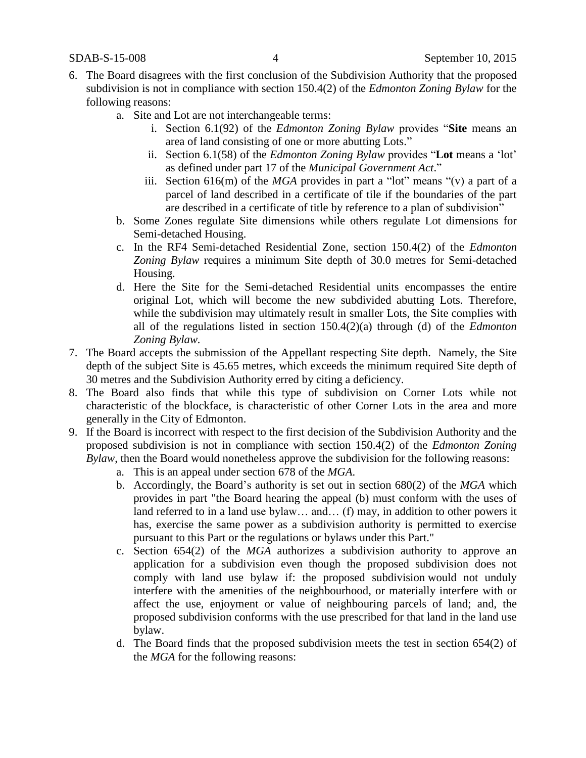6. The Board disagrees with the first conclusion of the Subdivision Authority that the proposed subdivision is not in compliance with section 150.4(2) of the *Edmonton Zoning Bylaw* for the following reasons:
   a. Site and Lot are not interchangeable terms:
      i. Section 6.1(92) of the *Edmonton Zoning Bylaw* provides "**Site** means an area of land consisting of one or more abutting Lots."
      ii. Section 6.1(58) of the *Edmonton Zoning Bylaw* provides "**Lot** means a 'lot' as defined under part 17 of the *Municipal Government Act*."
      iii. Section 616(m) of the *MGA* provides in part a "lot" means "(v) a part of a parcel of land described in a certificate of tile if the boundaries of the part are described in a certificate of title by reference to a plan of subdivision"
   b. Some Zones regulate Site dimensions while others regulate Lot dimensions for Semi-detached Housing.
   c. In the RF4 Semi-detached Residential Zone, section 150.4(2) of the *Edmonton Zoning Bylaw* requires a minimum Site depth of 30.0 metres for Semi-detached Housing.
   d. Here the Site for the Semi-detached Residential units encompasses the entire original Lot, which will become the new subdivided abutting Lots. Therefore, while the subdivision may ultimately result in smaller Lots, the Site complies with all of the regulations listed in section 150.4(2)(a) through (d) of the *Edmonton Zoning Bylaw.*
7. The Board accepts the submission of the Appellant respecting Site depth. Namely, the Site depth of the subject Site is 45.65 metres, which exceeds the minimum required Site depth of 30 metres and the Subdivision Authority erred by citing a deficiency.
8. The Board also finds that while this type of subdivision on Corner Lots while not characteristic of the blockface, is characteristic of other Corner Lots in the area and more generally in the City of Edmonton.
9. If the Board is incorrect with respect to the first decision of the Subdivision Authority and the proposed subdivision is not in compliance with section 150.4(2) of the *Edmonton Zoning Bylaw*, then the Board would nonetheless approve the subdivision for the following reasons:
   a. This is an appeal under section 678 of the *MGA*.
   b. Accordingly, the Board's authority is set out in section 680(2) of the *MGA* which provides in part "the Board hearing the appeal (b) must conform with the uses of land referred to in a land use bylaw… and… (f) may, in addition to other powers it has, exercise the same power as a subdivision authority is permitted to exercise pursuant to this Part or the regulations or bylaws under this Part."
   c. Section 654(2) of the *MGA* authorizes a subdivision authority to approve an application for a subdivision even though the proposed subdivision does not comply with land use bylaw if: the proposed subdivision would not unduly interfere with the amenities of the neighbourhood, or materially interfere with or affect the use, enjoyment or value of neighbouring parcels of land; and, the proposed subdivision conforms with the use prescribed for that land in the land use bylaw.
   d. The Board finds that the proposed subdivision meets the test in section 654(2) of the *MGA* for the following reasons: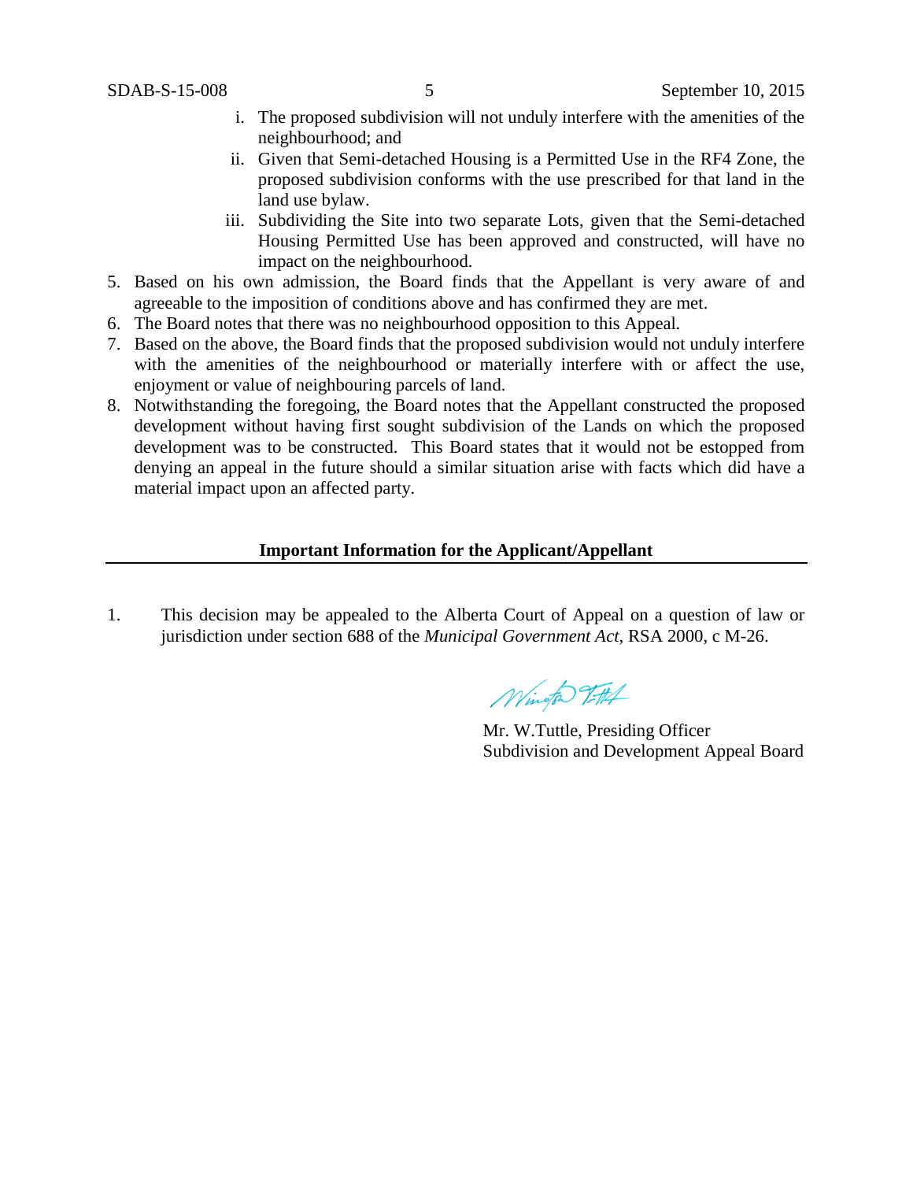i. The proposed subdivision will not unduly interfere with the amenities of the neighbourhood; and
   ii. Given that Semi-detached Housing is a Permitted Use in the RF4 Zone, the proposed subdivision conforms with the use prescribed for that land in the land use bylaw.
   iii. Subdividing the Site into two separate Lots, given that the Semi-detached Housing Permitted Use has been approved and constructed, will have no impact on the neighbourhood.
5. Based on his own admission, the Board finds that the Appellant is very aware of and agreeable to the imposition of conditions above and has confirmed they are met.
6. The Board notes that there was no neighbourhood opposition to this Appeal.
7. Based on the above, the Board finds that the proposed subdivision would not unduly interfere with the amenities of the neighbourhood or materially interfere with or affect the use, enjoyment or value of neighbouring parcels of land.
8. Notwithstanding the foregoing, the Board notes that the Appellant constructed the proposed development without having first sought subdivision of the Lands on which the proposed development was to be constructed. This Board states that it would not be estopped from denying an appeal in the future should a similar situation arise with facts which did have a material impact upon an affected party.

**Important Information for the Applicant/Appellant**

1. This decision may be appealed to the Alberta Court of Appeal on a question of law or jurisdiction under section 688 of the *Municipal Government Act*, RSA 2000, c M-26.

Mr. W.Tuttle, Presiding Officer
Subdivision and Development Appeal Board